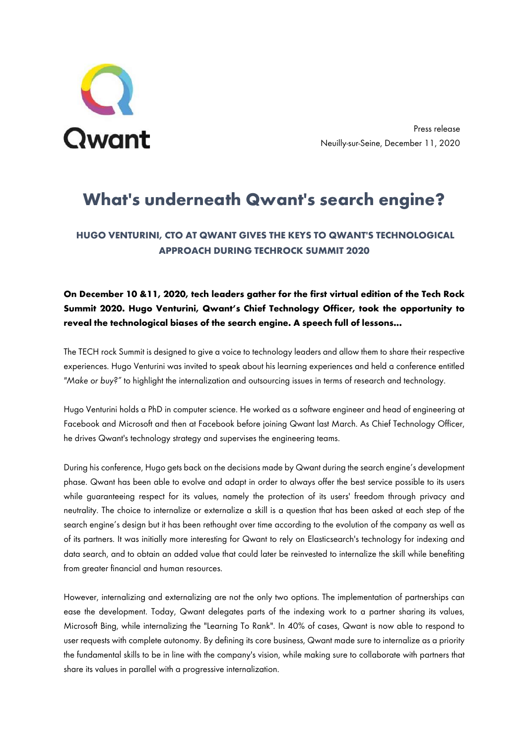Qwant

Press release
Neuilly-sur-Seine, December 11, 2020

# What's underneath Qwant's search engine?

## HUGO VENTURINI, CTO AT QWANT GIVES THE KEYS TO QWANT'S TECHNOLOGICAL APPROACH DURING TECHROCK SUMMIT 2020

**On December 10 &11, 2020, tech leaders gather for the first virtual edition of the Tech Rock Summit 2020. Hugo Venturini, Qwant's Chief Technology Officer, took the opportunity to reveal the technological biases of the search engine. A speech full of lessons...**

The TECH rock Summit is designed to give a voice to technology leaders and allow them to share their respective experiences. Hugo Venturini was invited to speak about his learning experiences and held a conference entitled *"Make or buy?"* to highlight the internalization and outsourcing issues in terms of research and technology.

Hugo Venturini holds a PhD in computer science. He worked as a software engineer and head of engineering at Facebook and Microsoft and then at Facebook before joining Qwant last March. As Chief Technology Officer, he drives Qwant's technology strategy and supervises the engineering teams.

During his conference, Hugo gets back on the decisions made by Qwant during the search engine's development phase. Qwant has been able to evolve and adapt in order to always offer the best service possible to its users while guaranteeing respect for its values, namely the protection of its users' freedom through privacy and neutrality. The choice to internalize or externalize a skill is a question that has been asked at each step of the search engine's design but it has been rethought over time according to the evolution of the company as well as of its partners. It was initially more interesting for Qwant to rely on Elasticsearch's technology for indexing and data search, and to obtain an added value that could later be reinvested to internalize the skill while benefiting from greater financial and human resources.

However, internalizing and externalizing are not the only two options. The implementation of partnerships can ease the development. Today, Qwant delegates parts of the indexing work to a partner sharing its values, Microsoft Bing, while internalizing the "Learning To Rank". In 40% of cases, Qwant is now able to respond to user requests with complete autonomy. By defining its core business, Qwant made sure to internalize as a priority the fundamental skills to be in line with the company's vision, while making sure to collaborate with partners that share its values in parallel with a progressive internalization.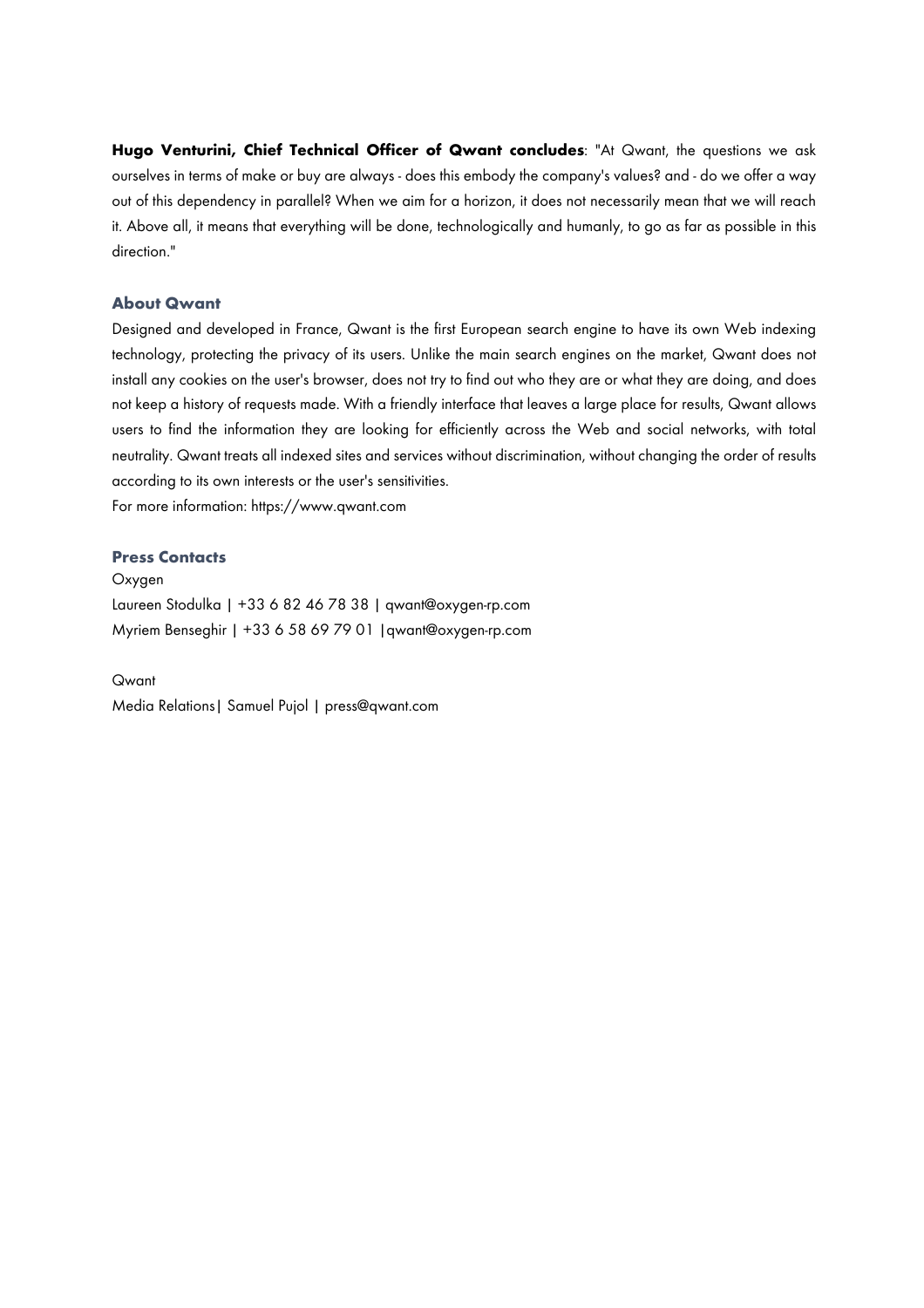**Hugo Venturini, Chief Technical Officer of Qwant concludes**: "At Qwant, the questions we ask ourselves in terms of make or buy are always - does this embody the company's values? and - do we offer a way out of this dependency in parallel? When we aim for a horizon, it does not necessarily mean that we will reach it. Above all, it means that everything will be done, technologically and humanly, to go as far as possible in this direction."

## About Qwant

Designed and developed in France, Qwant is the first European search engine to have its own Web indexing technology, protecting the privacy of its users. Unlike the main search engines on the market, Qwant does not install any cookies on the user's browser, does not try to find out who they are or what they are doing, and does not keep a history of requests made. With a friendly interface that leaves a large place for results, Qwant allows users to find the information they are looking for efficiently across the Web and social networks, with total neutrality. Qwant treats all indexed sites and services without discrimination, without changing the order of results according to its own interests or the user's sensitivities.
For more information: https://www.qwant.com

## Press Contacts

Oxygen
Laureen Stodulka | +33 6 82 46 78 38 | qwant@oxygen-rp.com
Myriem Benseghir | +33 6 58 69 79 01 |qwant@oxygen-rp.com

Qwant
Media Relations| Samuel Pujol | press@qwant.com